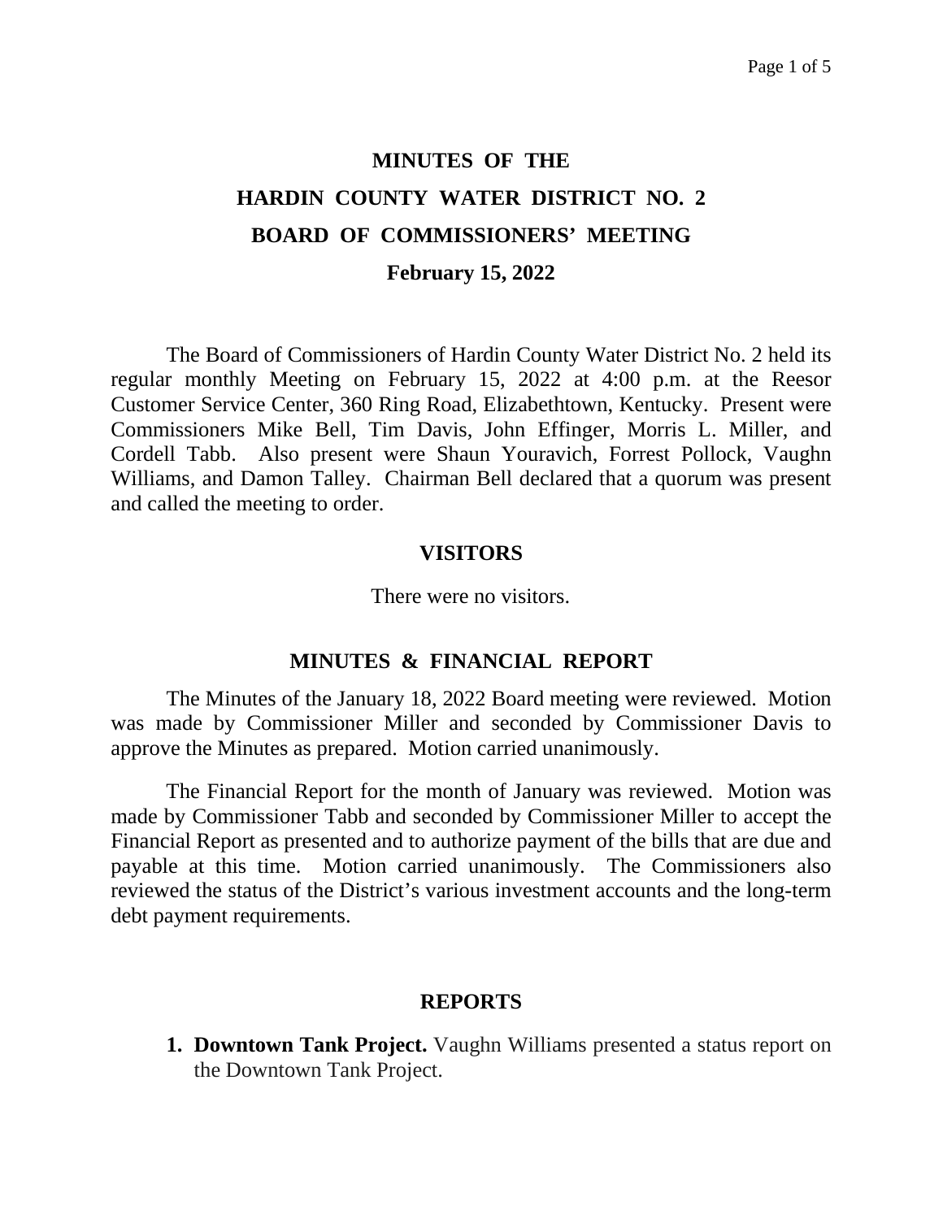# MINUTES OF THE
# HARDIN COUNTY WATER DISTRICT NO. 2
# BOARD OF COMMISSIONERS' MEETING
## February 15, 2022

The Board of Commissioners of Hardin County Water District No. 2 held its regular monthly Meeting on February 15, 2022 at 4:00 p.m. at the Reesor Customer Service Center, 360 Ring Road, Elizabethtown, Kentucky. Present were Commissioners Mike Bell, Tim Davis, John Effinger, Morris L. Miller, and Cordell Tabb. Also present were Shaun Youravich, Forrest Pollock, Vaughn Williams, and Damon Talley. Chairman Bell declared that a quorum was present and called the meeting to order.

## VISITORS

There were no visitors.

## MINUTES & FINANCIAL REPORT

The Minutes of the January 18, 2022 Board meeting were reviewed. Motion was made by Commissioner Miller and seconded by Commissioner Davis to approve the Minutes as prepared. Motion carried unanimously.

The Financial Report for the month of January was reviewed. Motion was made by Commissioner Tabb and seconded by Commissioner Miller to accept the Financial Report as presented and to authorize payment of the bills that are due and payable at this time. Motion carried unanimously. The Commissioners also reviewed the status of the District's various investment accounts and the long-term debt payment requirements.

## REPORTS

1. **Downtown Tank Project.** Vaughn Williams presented a status report on the Downtown Tank Project.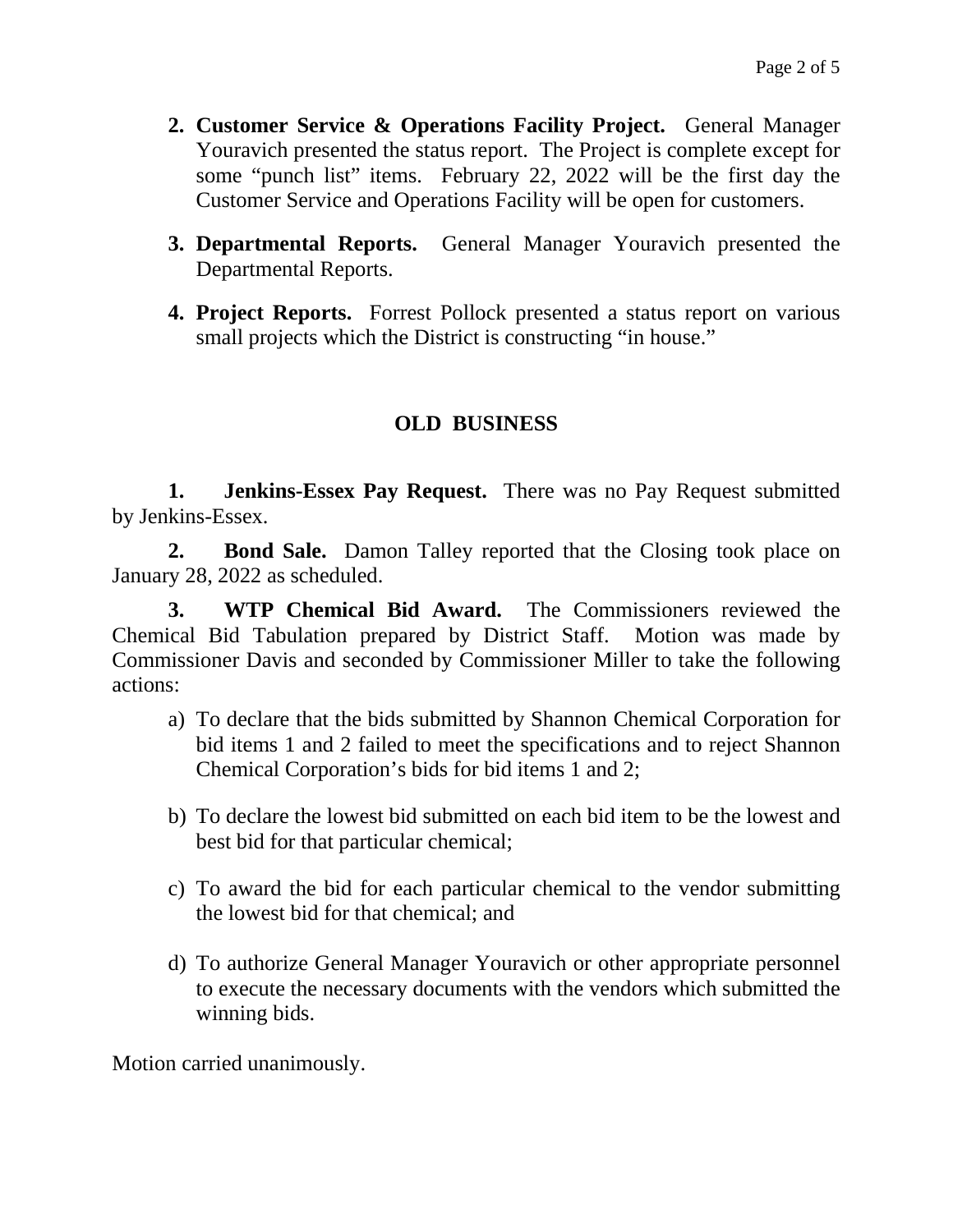2. **Customer Service & Operations Facility Project.** General Manager Youravich presented the status report. The Project is complete except for some "punch list" items. February 22, 2022 will be the first day the Customer Service and Operations Facility will be open for customers.

3. **Departmental Reports.** General Manager Youravich presented the Departmental Reports.

4. **Project Reports.** Forrest Pollock presented a status report on various small projects which the District is constructing "in house."

## OLD BUSINESS

**1. Jenkins-Essex Pay Request.** There was no Pay Request submitted by Jenkins-Essex.

**2. Bond Sale.** Damon Talley reported that the Closing took place on January 28, 2022 as scheduled.

**3. WTP Chemical Bid Award.** The Commissioners reviewed the Chemical Bid Tabulation prepared by District Staff. Motion was made by Commissioner Davis and seconded by Commissioner Miller to take the following actions:

a) To declare that the bids submitted by Shannon Chemical Corporation for bid items 1 and 2 failed to meet the specifications and to reject Shannon Chemical Corporation's bids for bid items 1 and 2;

b) To declare the lowest bid submitted on each bid item to be the lowest and best bid for that particular chemical;

c) To award the bid for each particular chemical to the vendor submitting the lowest bid for that chemical; and

d) To authorize General Manager Youravich or other appropriate personnel to execute the necessary documents with the vendors which submitted the winning bids.

Motion carried unanimously.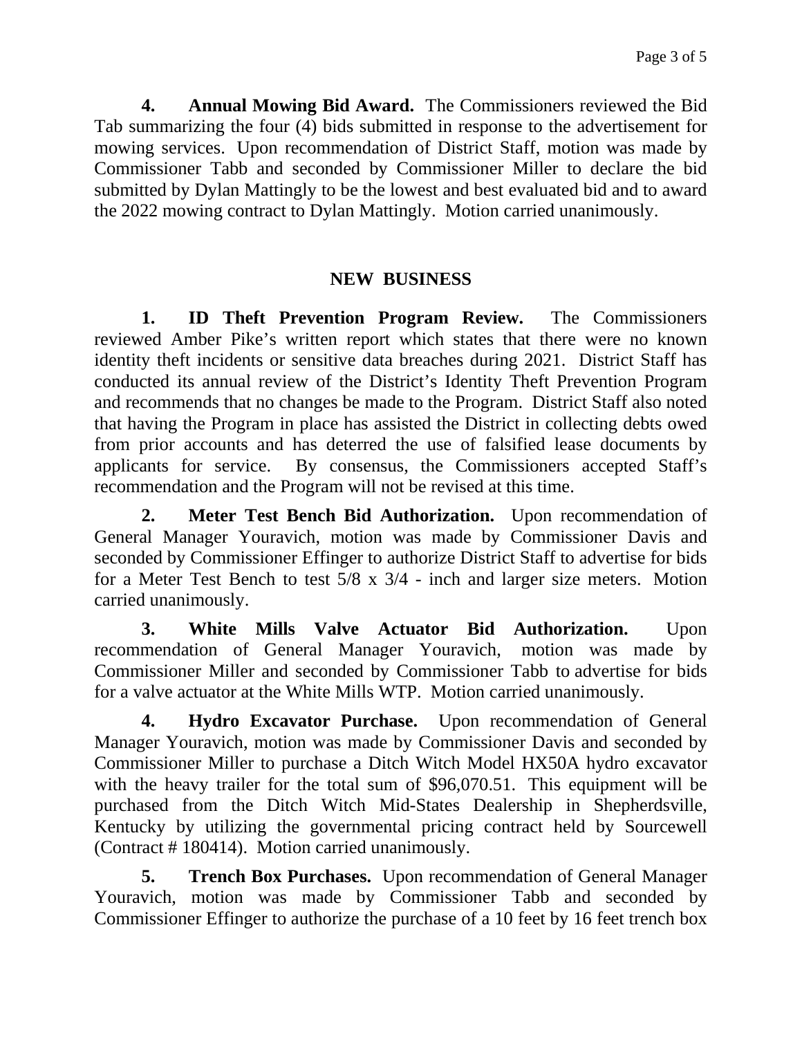**4. Annual Mowing Bid Award.** The Commissioners reviewed the Bid Tab summarizing the four (4) bids submitted in response to the advertisement for mowing services. Upon recommendation of District Staff, motion was made by Commissioner Tabb and seconded by Commissioner Miller to declare the bid submitted by Dylan Mattingly to be the lowest and best evaluated bid and to award the 2022 mowing contract to Dylan Mattingly. Motion carried unanimously.

## NEW BUSINESS

**1. ID Theft Prevention Program Review.** The Commissioners reviewed Amber Pike's written report which states that there were no known identity theft incidents or sensitive data breaches during 2021. District Staff has conducted its annual review of the District's Identity Theft Prevention Program and recommends that no changes be made to the Program. District Staff also noted that having the Program in place has assisted the District in collecting debts owed from prior accounts and has deterred the use of falsified lease documents by applicants for service. By consensus, the Commissioners accepted Staff's recommendation and the Program will not be revised at this time.

**2. Meter Test Bench Bid Authorization.** Upon recommendation of General Manager Youravich, motion was made by Commissioner Davis and seconded by Commissioner Effinger to authorize District Staff to advertise for bids for a Meter Test Bench to test 5/8 x 3/4 - inch and larger size meters. Motion carried unanimously.

**3. White Mills Valve Actuator Bid Authorization.** Upon recommendation of General Manager Youravich, motion was made by Commissioner Miller and seconded by Commissioner Tabb to advertise for bids for a valve actuator at the White Mills WTP. Motion carried unanimously.

**4. Hydro Excavator Purchase.** Upon recommendation of General Manager Youravich, motion was made by Commissioner Davis and seconded by Commissioner Miller to purchase a Ditch Witch Model HX50A hydro excavator with the heavy trailer for the total sum of $96,070.51. This equipment will be purchased from the Ditch Witch Mid-States Dealership in Shepherdsville, Kentucky by utilizing the governmental pricing contract held by Sourcewell (Contract # 180414). Motion carried unanimously.

**5. Trench Box Purchases.** Upon recommendation of General Manager Youravich, motion was made by Commissioner Tabb and seconded by Commissioner Effinger to authorize the purchase of a 10 feet by 16 feet trench box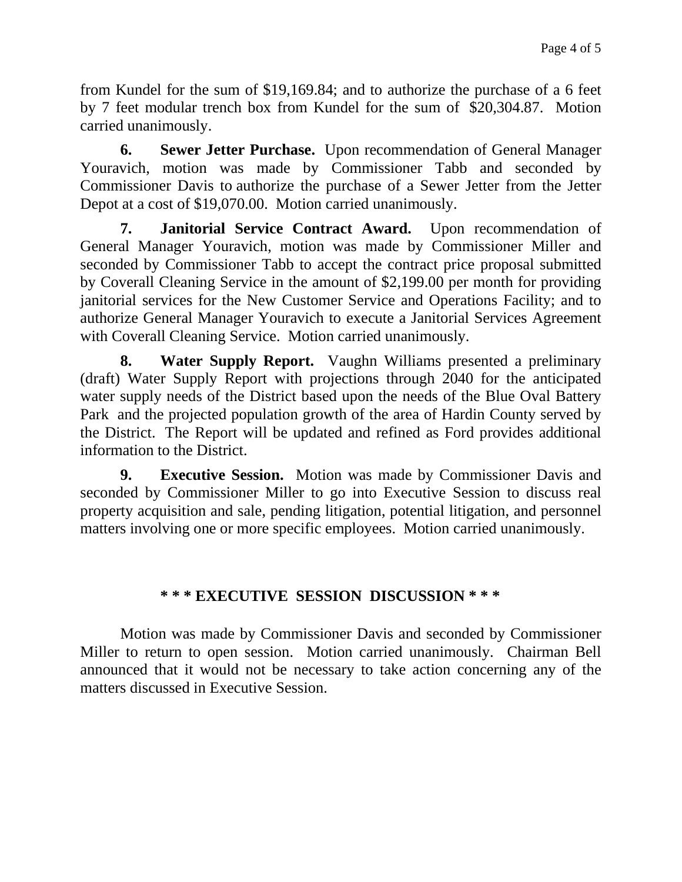from Kundel for the sum of $19,169.84; and to authorize the purchase of a 6 feet by 7 feet modular trench box from Kundel for the sum of $20,304.87. Motion carried unanimously.

**6. Sewer Jetter Purchase.** Upon recommendation of General Manager Youravich, motion was made by Commissioner Tabb and seconded by Commissioner Davis to authorize the purchase of a Sewer Jetter from the Jetter Depot at a cost of $19,070.00. Motion carried unanimously.

**7. Janitorial Service Contract Award.** Upon recommendation of General Manager Youravich, motion was made by Commissioner Miller and seconded by Commissioner Tabb to accept the contract price proposal submitted by Coverall Cleaning Service in the amount of $2,199.00 per month for providing janitorial services for the New Customer Service and Operations Facility; and to authorize General Manager Youravich to execute a Janitorial Services Agreement with Coverall Cleaning Service. Motion carried unanimously.

**8. Water Supply Report.** Vaughn Williams presented a preliminary (draft) Water Supply Report with projections through 2040 for the anticipated water supply needs of the District based upon the needs of the Blue Oval Battery Park and the projected population growth of the area of Hardin County served by the District. The Report will be updated and refined as Ford provides additional information to the District.

**9. Executive Session.** Motion was made by Commissioner Davis and seconded by Commissioner Miller to go into Executive Session to discuss real property acquisition and sale, pending litigation, potential litigation, and personnel matters involving one or more specific employees. Motion carried unanimously.

**\* \* \* EXECUTIVE SESSION DISCUSSION \* \* \***

Motion was made by Commissioner Davis and seconded by Commissioner Miller to return to open session. Motion carried unanimously. Chairman Bell announced that it would not be necessary to take action concerning any of the matters discussed in Executive Session.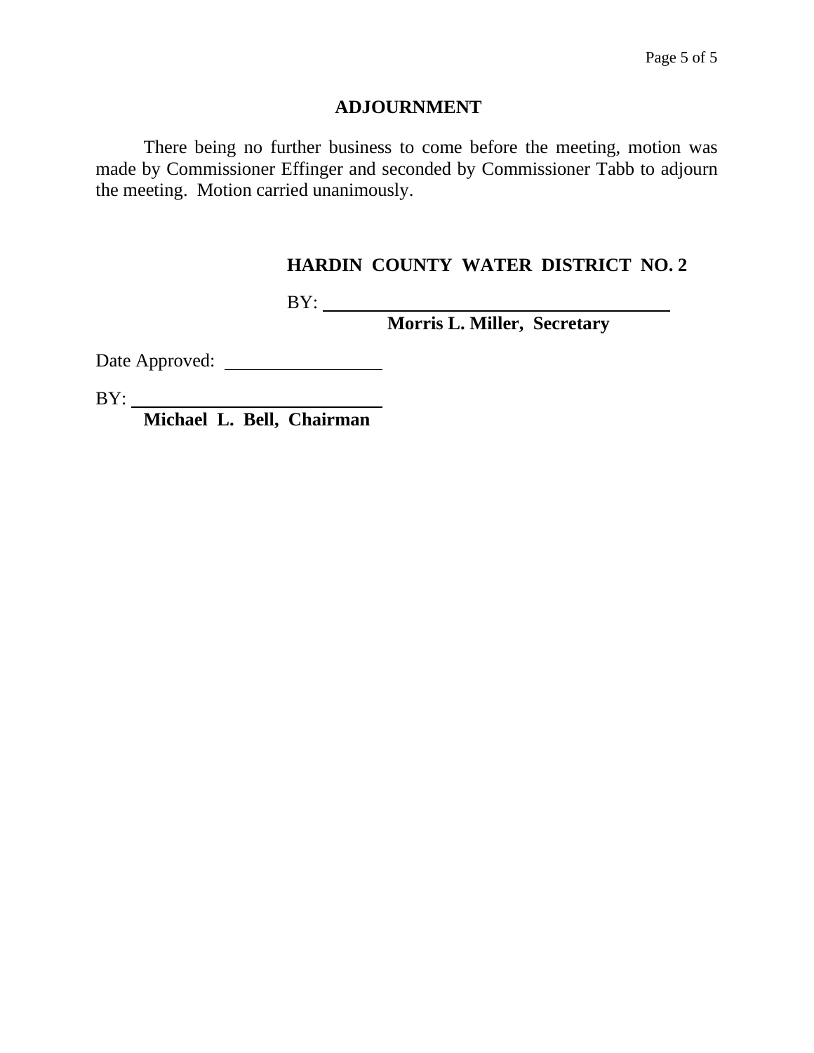## ADJOURNMENT

There being no further business to come before the meeting, motion was made by Commissioner Effinger and seconded by Commissioner Tabb to adjourn the meeting. Motion carried unanimously.

**HARDIN COUNTY WATER DISTRICT NO. 2**

BY: \_\_\_\_\_\_\_\_\_\_\_\_\_\_\_\_\_\_\_\_\_\_\_\_\_\_\_\_\_\_\_\_\_\_\_\_\_\_\_\_

**Morris L. Miller, Secretary**

Date Approved: \_\_\_\_\_\_\_\_\_\_\_\_\_\_\_\_\_\_

BY: \_\_\_\_\_\_\_\_\_\_\_\_\_\_\_\_\_\_\_\_\_\_\_\_\_\_\_\_\_\_

**Michael L. Bell, Chairman**